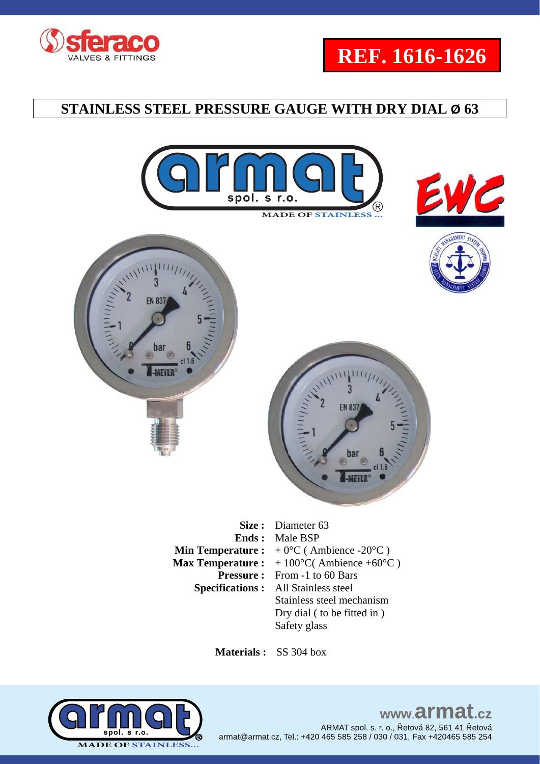REF. 1616-1626

# STAINLESS STEEL PRESSURE GAUGE WITH DRY DIAL Ø 63

| | |
|---|---|
| **Size :** | Diameter 63 |
| **Ends :** | Male BSP |
| **Min Temperature :** | + 0°C ( Ambience -20°C ) |
| **Max Temperature :** | + 100°C( Ambience +60°C ) |
| **Pressure :** | From -1 to 60 Bars |
| **Specifications :** | All Stainless steel<br>Stainless steel mechanism<br>Dry dial ( to be fitted in )<br>Safety glass |

**Materials :** SS 304 box

www.armat.cz

ARMAT spol. s r. o., Řetová 82, 561 41 Řetová
armat@armat.cz, Tel.: +420 465 585 258 / 030 / 031, Fax +420465 585 254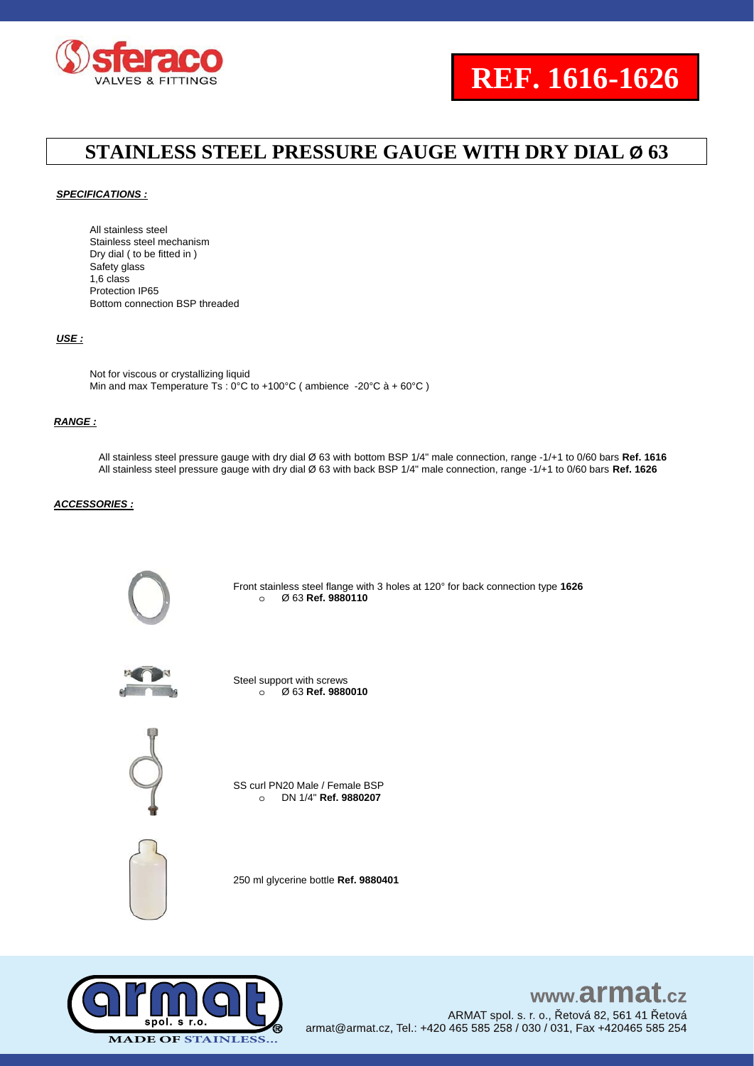# REF. 1616-1626

## STAINLESS STEEL PRESSURE GAUGE WITH DRY DIAL Ø 63

***SPECIFICATIONS :***

All stainless steel
Stainless steel mechanism
Dry dial ( to be fitted in )
Safety glass
1,6 class
Protection IP65
Bottom connection BSP threaded

***USE :***

Not for viscous or crystallizing liquid
Min and max Temperature Ts : 0°C to +100°C ( ambience -20°C à + 60°C )

***RANGE :***

All stainless steel pressure gauge with dry dial Ø 63 with bottom BSP 1/4" male connection, range -1/+1 to 0/60 bars **Ref. 1616**
All stainless steel pressure gauge with dry dial Ø 63 with back BSP 1/4" male connection, range -1/+1 to 0/60 bars **Ref. 1626**

***ACCESSORIES :***

Front stainless steel flange with 3 holes at 120° for back connection type **1626**
- Ø 63 **Ref. 9880110**

Steel support with screws
- Ø 63 **Ref. 9880010**

SS curl PN20 Male / Female BSP
- DN 1/4" **Ref. 9880207**

250 ml glycerine bottle **Ref. 9880401**

www.armat.cz
ARMAT spol. s r. o., Řetová 82, 561 41 Řetová
armat@armat.cz, Tel.: +420 465 585 258 / 030 / 031, Fax +420465 585 254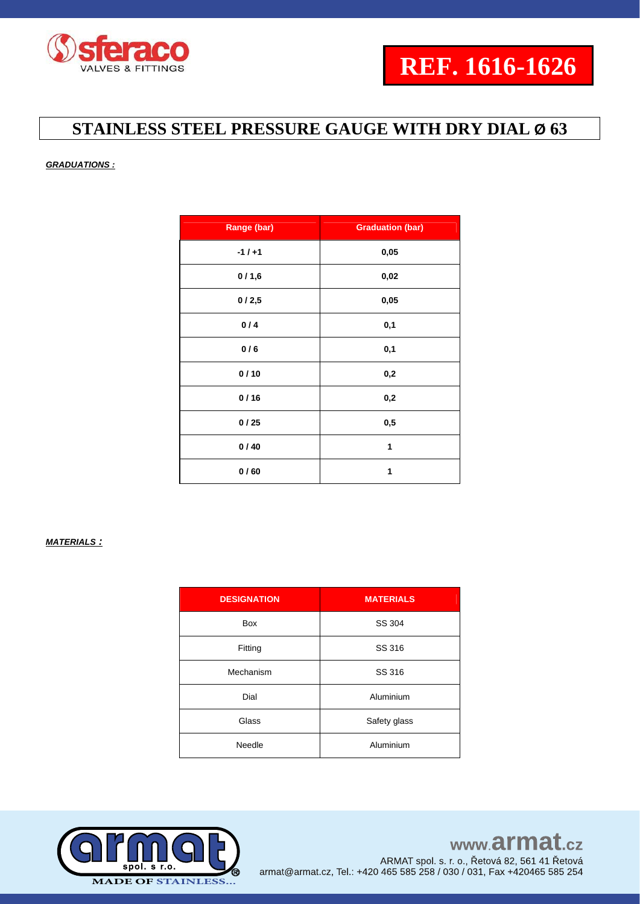# REF. 1616-1626

## STAINLESS STEEL PRESSURE GAUGE WITH DRY DIAL Ø 63

***GRADUATIONS :***

| Range (bar) | Graduation (bar) |
|---|---|
| -1 / +1 | 0,05 |
| 0 / 1,6 | 0,02 |
| 0 / 2,5 | 0,05 |
| 0 / 4 | 0,1 |
| 0 / 6 | 0,1 |
| 0 / 10 | 0,2 |
| 0 / 16 | 0,2 |
| 0 / 25 | 0,5 |
| 0 / 40 | 1 |
| 0 / 60 | 1 |

***MATERIALS :***

| DESIGNATION | MATERIALS |
|---|---|
| Box | SS 304 |
| Fitting | SS 316 |
| Mechanism | SS 316 |
| Dial | Aluminium |
| Glass | Safety glass |
| Needle | Aluminium |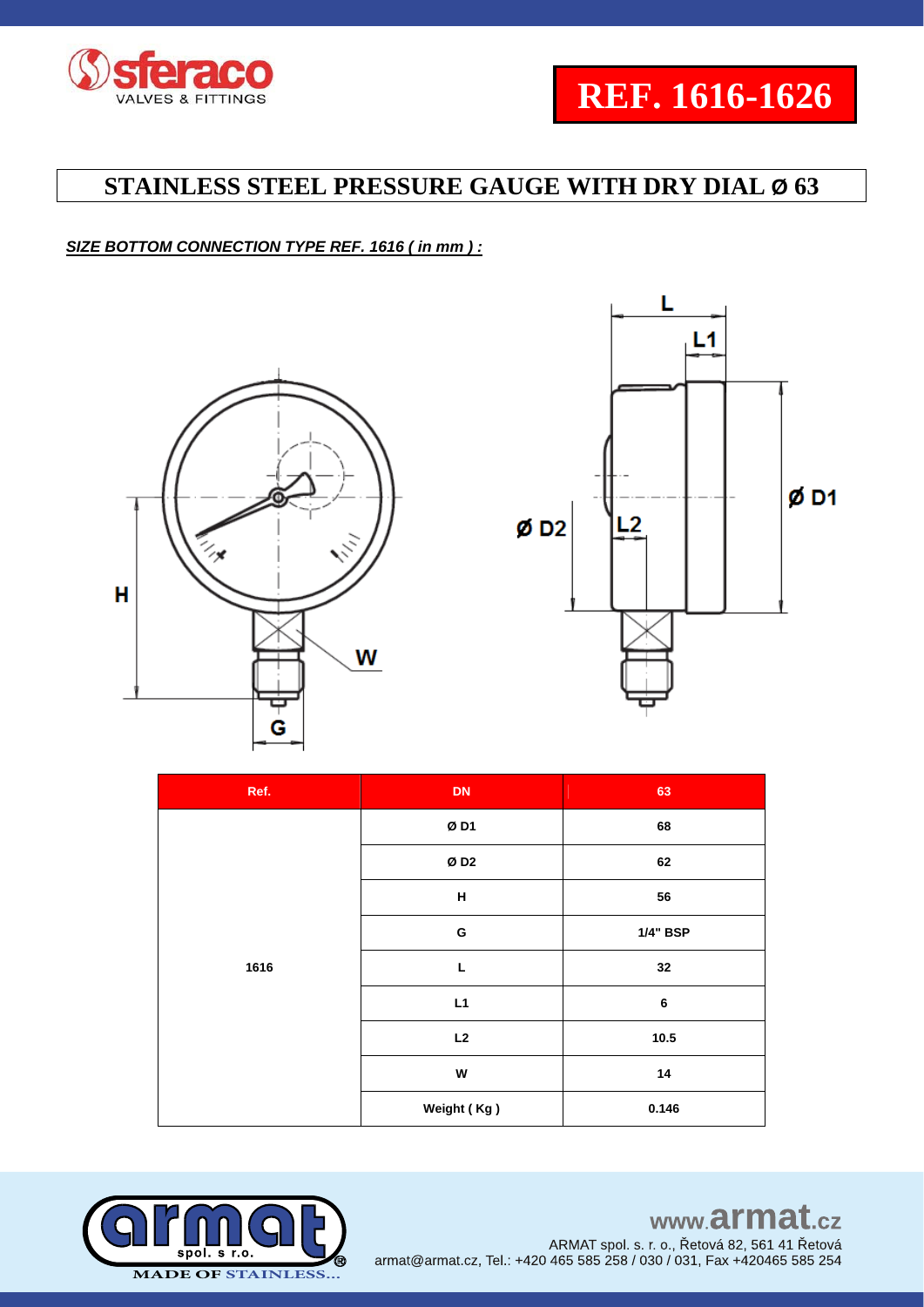# REF. 1616-1626

## STAINLESS STEEL PRESSURE GAUGE WITH DRY DIAL Ø 63

***SIZE BOTTOM CONNECTION TYPE REF. 1616 ( in mm ) :***

L

L1

Ø D1

Ø D2

L2

H

W

G

| Ref. | DN | 63 |
|---|---|---|
| 1616 | Ø D1 | 68 |
| | Ø D2 | 62 |
| | H | 56 |
| | G | 1/4" BSP |
| | L | 32 |
| | L1 | 6 |
| | L2 | 10.5 |
| | W | 14 |
| | Weight ( Kg ) | 0.146 |

www.armat.cz

ARMAT spol. s. r. o., Řetová 82, 561 41 Řetová

armat@armat.cz, Tel.: +420 465 585 258 / 030 / 031, Fax +420465 585 254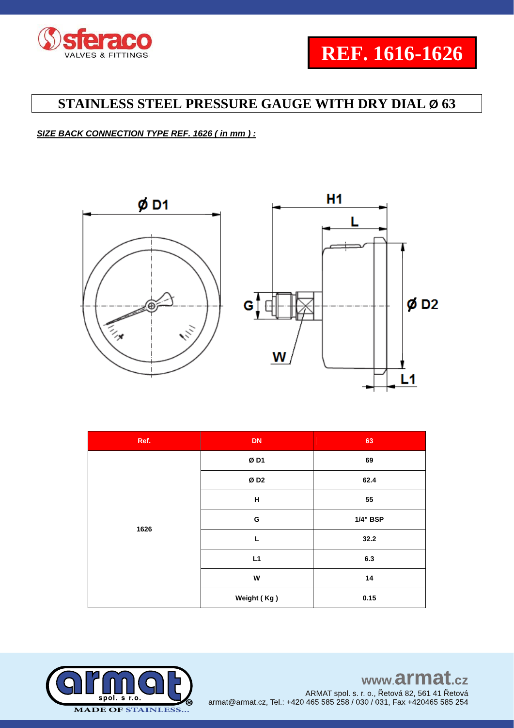# REF. 1616-1626

## STAINLESS STEEL PRESSURE GAUGE WITH DRY DIAL Ø 63

***SIZE BACK CONNECTION TYPE REF. 1626 ( in mm ) :***

Ø D1

H1

L

G

Ø D2

W

L1

| Ref. | DN | 63 |
|---|---|---|
| 1626 | Ø D1 | 69 |
| | Ø D2 | 62.4 |
| | H | 55 |
| | G | 1/4" BSP |
| | L | 32.2 |
| | L1 | 6.3 |
| | W | 14 |
| | Weight ( Kg ) | 0.15 |

www.armat.cz

ARMAT spol. s. r. o., Řetová 82, 561 41 Řetová

armat@armat.cz, Tel.: +420 465 585 258 / 030 / 031, Fax +420465 585 254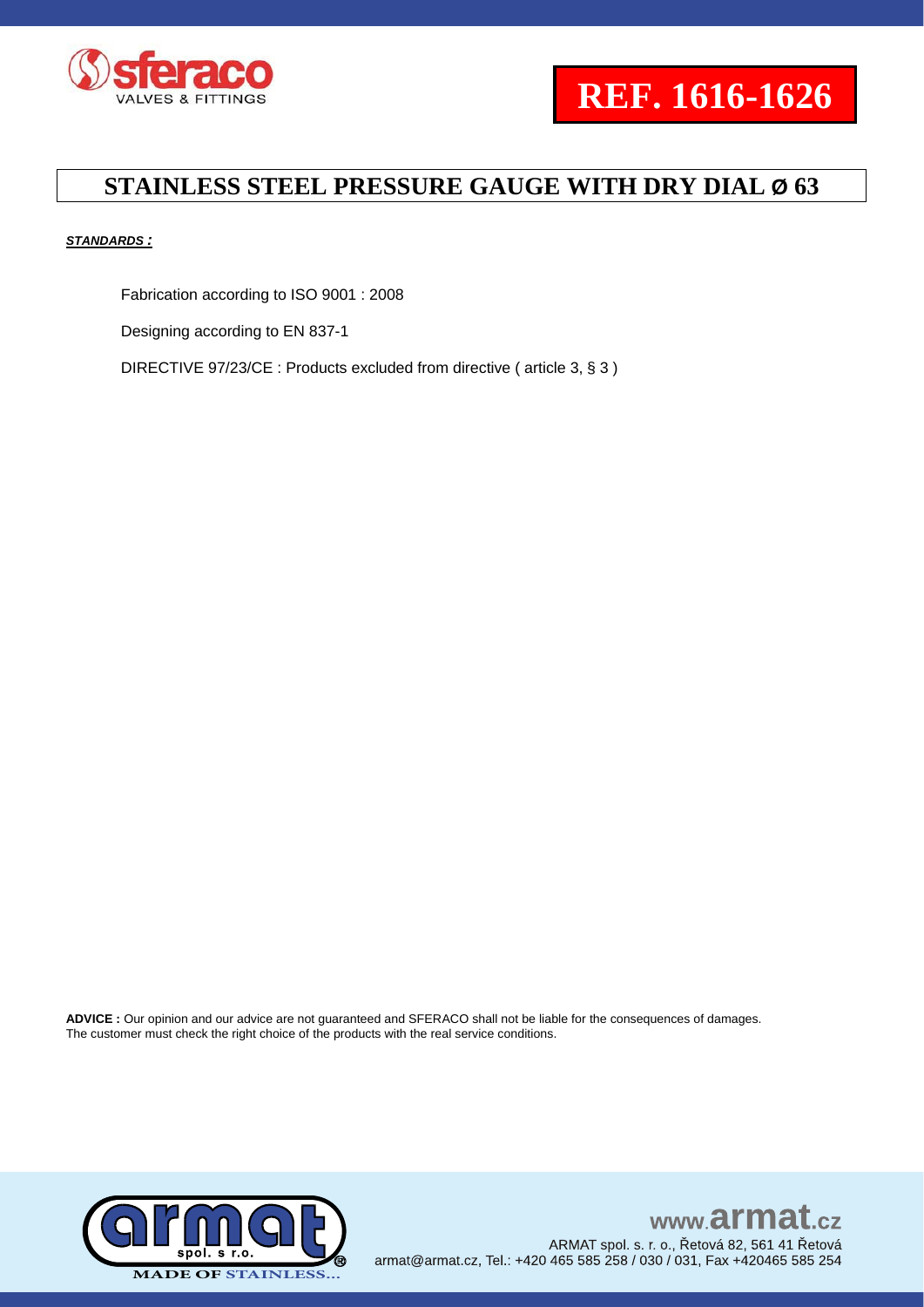# STAINLESS STEEL PRESSURE GAUGE WITH DRY DIAL Ø 63

REF. 1616-1626

***STANDARDS :***

Fabrication according to ISO 9001 : 2008

Designing according to EN 837-1

DIRECTIVE 97/23/CE : Products excluded from directive ( article 3, § 3 )

**ADVICE :** Our opinion and our advice are not guaranteed and SFERACO shall not be liable for the consequences of damages. The customer must check the right choice of the products with the real service conditions.

www.armat.cz
ARMAT spol. s r. o., Řetová 82, 561 41 Řetová
armat@armat.cz, Tel.: +420 465 585 258 / 030 / 031, Fax +420465 585 254